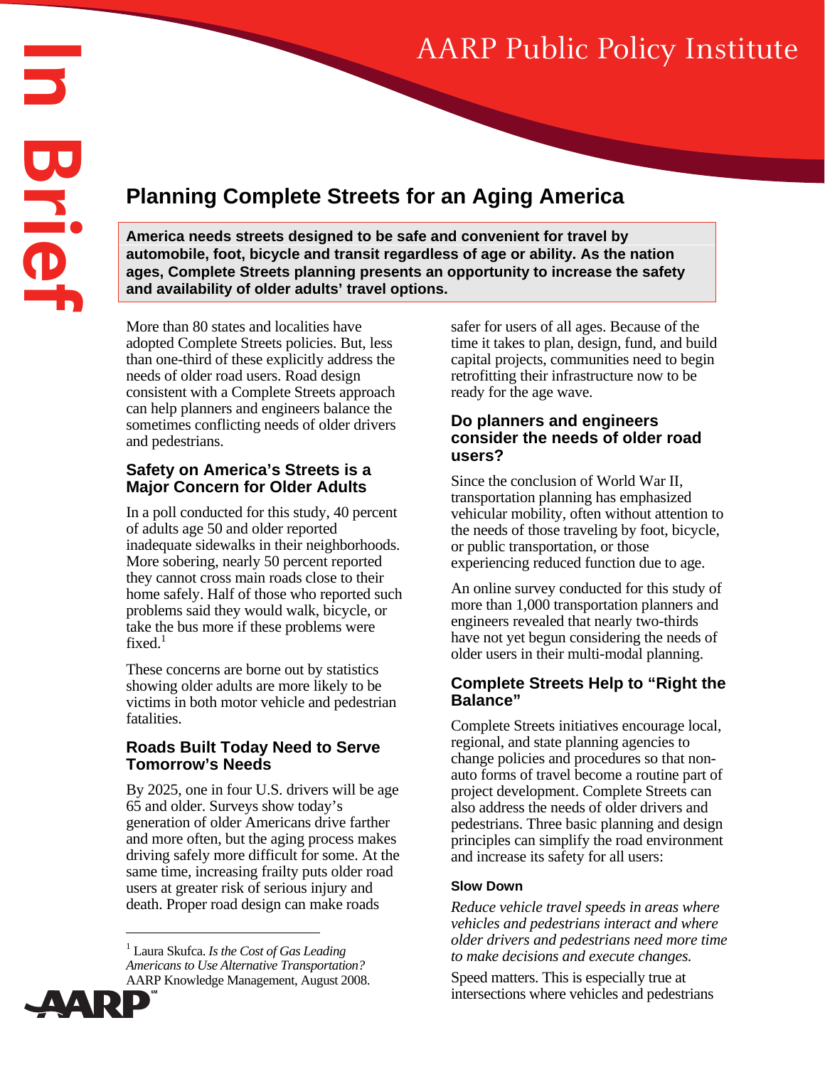# Planning Complete Streets for an Aging America

**America needs streets designed to be safe and convenient for travel by automobile, foot, bicycle and transit regardless of age or ability. As the nation ages, Complete Streets planning presents an opportunity to increase the safety and availability of older adults' travel options.**

More than 80 states and localities have adopted Complete Streets policies. But, less than one-third of these explicitly address the needs of older road users. Road design consistent with a Complete Streets approach can help planners and engineers balance the sometimes conflicting needs of older drivers and pedestrians.

## Safety on America's Streets is a Major Concern for Older Adults

In a poll conducted for this study, 40 percent of adults age 50 and older reported inadequate sidewalks in their neighborhoods. More sobering, nearly 50 percent reported they cannot cross main roads close to their home safely. Half of those who reported such problems said they would walk, bicycle, or take the bus more if these problems were fixed.[1]

These concerns are borne out by statistics showing older adults are more likely to be victims in both motor vehicle and pedestrian fatalities.

## Roads Built Today Need to Serve Tomorrow's Needs

By 2025, one in four U.S. drivers will be age 65 and older. Surveys show today's generation of older Americans drive farther and more often, but the aging process makes driving safely more difficult for some. At the same time, increasing frailty puts older road users at greater risk of serious injury and death. Proper road design can make roads safer for users of all ages. Because of the time it takes to plan, design, fund, and build capital projects, communities need to begin retrofitting their infrastructure now to be ready for the age wave.

## Do planners and engineers consider the needs of older road users?

Since the conclusion of World War II, transportation planning has emphasized vehicular mobility, often without attention to the needs of those traveling by foot, bicycle, or public transportation, or those experiencing reduced function due to age.

An online survey conducted for this study of more than 1,000 transportation planners and engineers revealed that nearly two-thirds have not yet begun considering the needs of older users in their multi-modal planning.

## Complete Streets Help to "Right the Balance"

Complete Streets initiatives encourage local, regional, and state planning agencies to change policies and procedures so that non-auto forms of travel become a routine part of project development. Complete Streets can also address the needs of older drivers and pedestrians. Three basic planning and design principles can simplify the road environment and increase its safety for all users:

### Slow Down

*Reduce vehicle travel speeds in areas where vehicles and pedestrians interact and where older drivers and pedestrians need more time to make decisions and execute changes.*

Speed matters. This is especially true at intersections where vehicles and pedestrians

[1] Laura Skufca. *Is the Cost of Gas Leading Americans to Use Alternative Transportation?* AARP Knowledge Management, August 2008.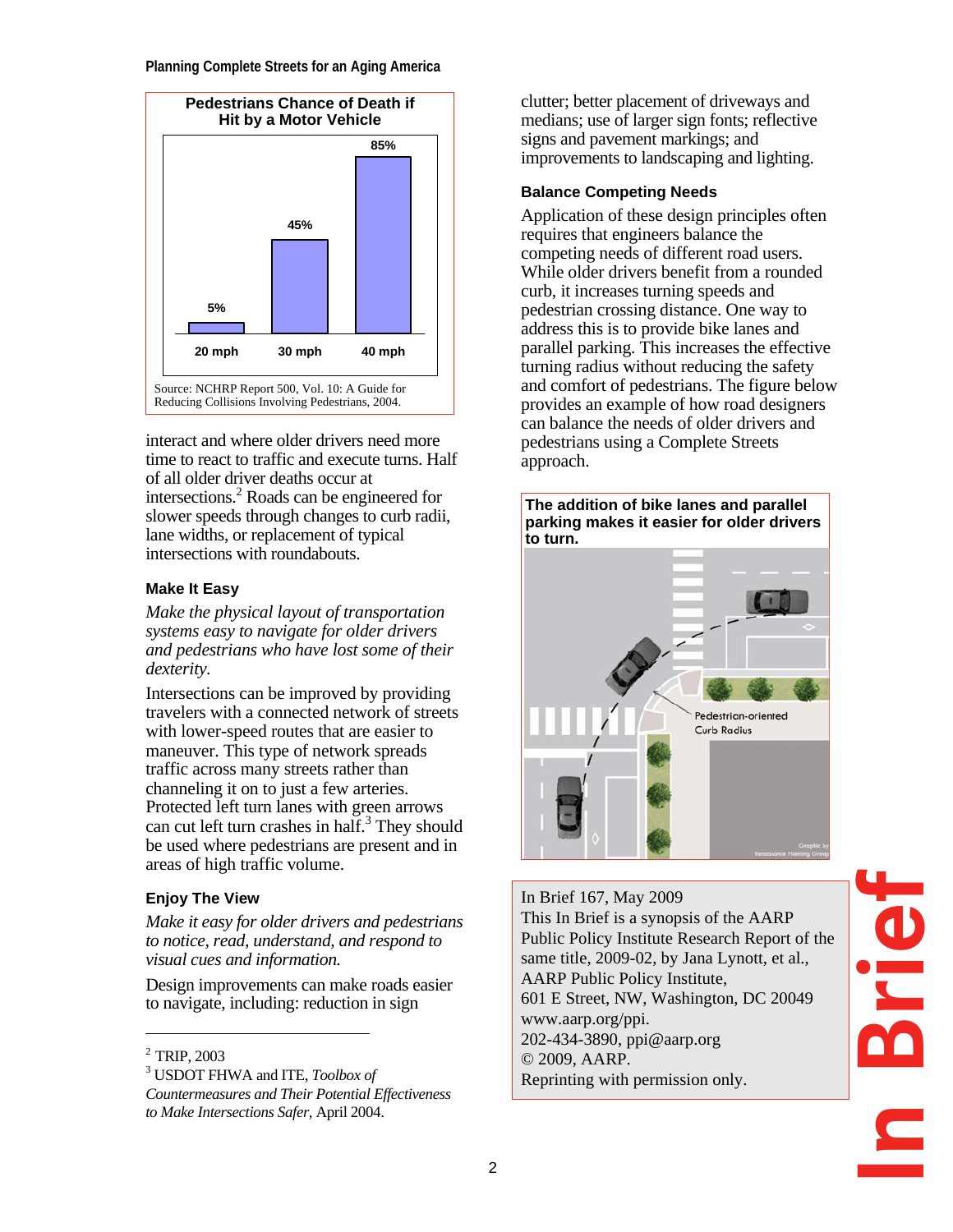**Pedestrians Chance of Death if Hit by a Motor Vehicle**

5%
45%
85%
20 mph
30 mph
40 mph

Source: NCHRP Report 500, Vol. 10: A Guide for Reducing Collisions Involving Pedestrians, 2004.

interact and where older drivers need more time to react to traffic and execute turns. Half of all older driver deaths occur at intersections.[2] Roads can be engineered for slower speeds through changes to curb radii, lane widths, or replacement of typical intersections with roundabouts.

### Make It Easy

*Make the physical layout of transportation systems easy to navigate for older drivers and pedestrians who have lost some of their dexterity.*

Intersections can be improved by providing travelers with a connected network of streets with lower-speed routes that are easier to maneuver. This type of network spreads traffic across many streets rather than channeling it on to just a few arteries. Protected left turn lanes with green arrows can cut left turn crashes in half.[3] They should be used where pedestrians are present and in areas of high traffic volume.

### Enjoy The View

*Make it easy for older drivers and pedestrians to notice, read, understand, and respond to visual cues and information.*

Design improvements can make roads easier to navigate, including: reduction in sign clutter; better placement of driveways and medians; use of larger sign fonts; reflective signs and pavement markings; and improvements to landscaping and lighting.

### Balance Competing Needs

Application of these design principles often requires that engineers balance the competing needs of different road users. While older drivers benefit from a rounded curb, it increases turning speeds and pedestrian crossing distance. One way to address this is to provide bike lanes and parallel parking. This increases the effective turning radius without reducing the safety and comfort of pedestrians. The figure below provides an example of how road designers can balance the needs of older drivers and pedestrians using a Complete Streets approach.

**The addition of bike lanes and parallel parking makes it easier for older drivers to turn.**

Pedestrian-oriented Curb Radius

Graphic by Renaissance Planning Group

In Brief 167, May 2009
This In Brief is a synopsis of the AARP Public Policy Institute Research Report of the same title, 2009-02, by Jana Lynott, et al.,
AARP Public Policy Institute,
601 E Street, NW, Washington, DC 20049
www.aarp.org/ppi.
202-434-3890, ppi@aarp.org
© 2009, AARP.
Reprinting with permission only.

---

[2] TRIP, 2003

[3] USDOT FHWA and ITE, *Toolbox of Countermeasures and Their Potential Effectiveness to Make Intersections Safer*, April 2004.